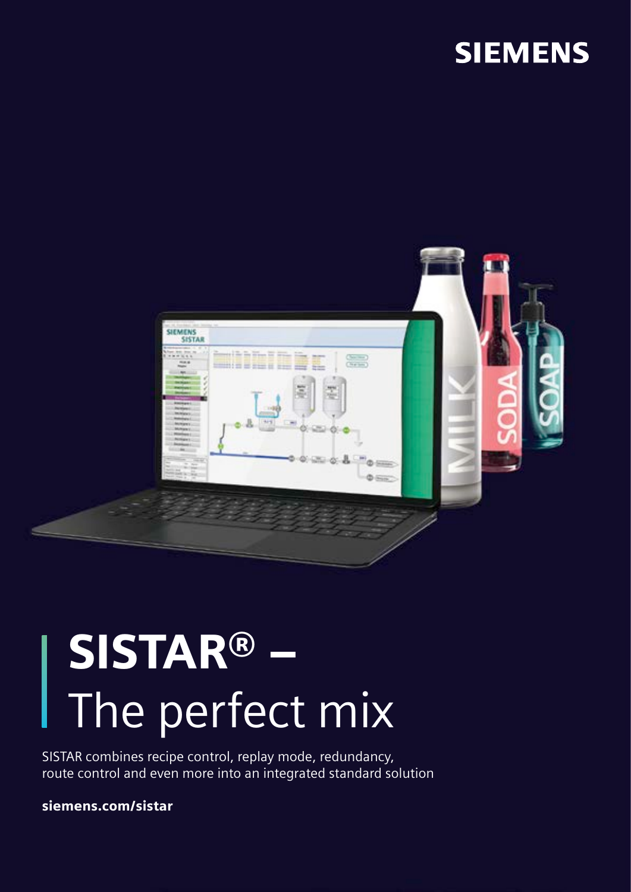SIEMENS

# SISTAR® – The perfect mix

SISTAR combines recipe control, replay mode, redundancy, route control and even more into an integrated standard solution

**siemens.com/sistar**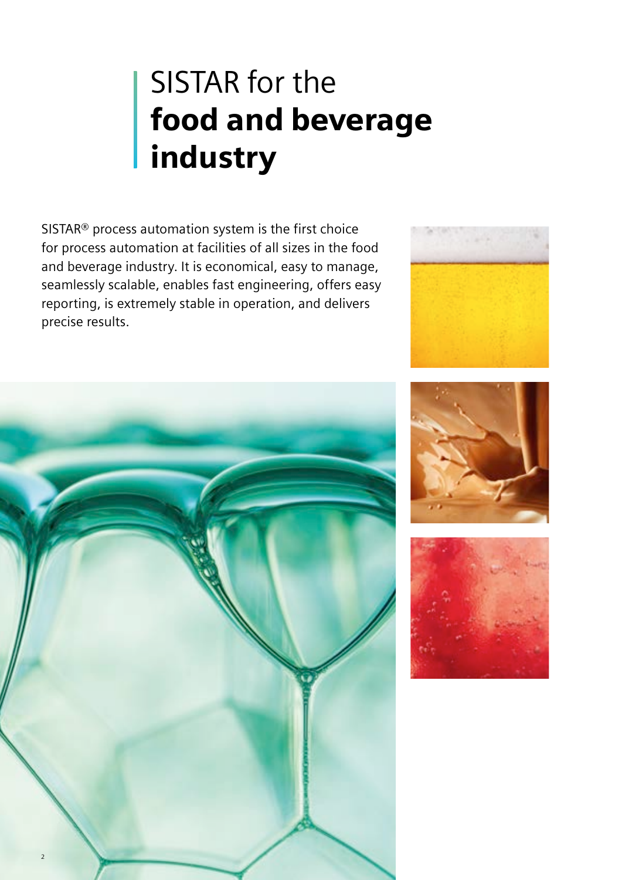# SISTAR for the **food and beverage industry**

SISTAR® process automation system is the first choice for process automation at facilities of all sizes in the food and beverage industry. It is economical, easy to manage, seamlessly scalable, enables fast engineering, offers easy reporting, is extremely stable in operation, and delivers precise results.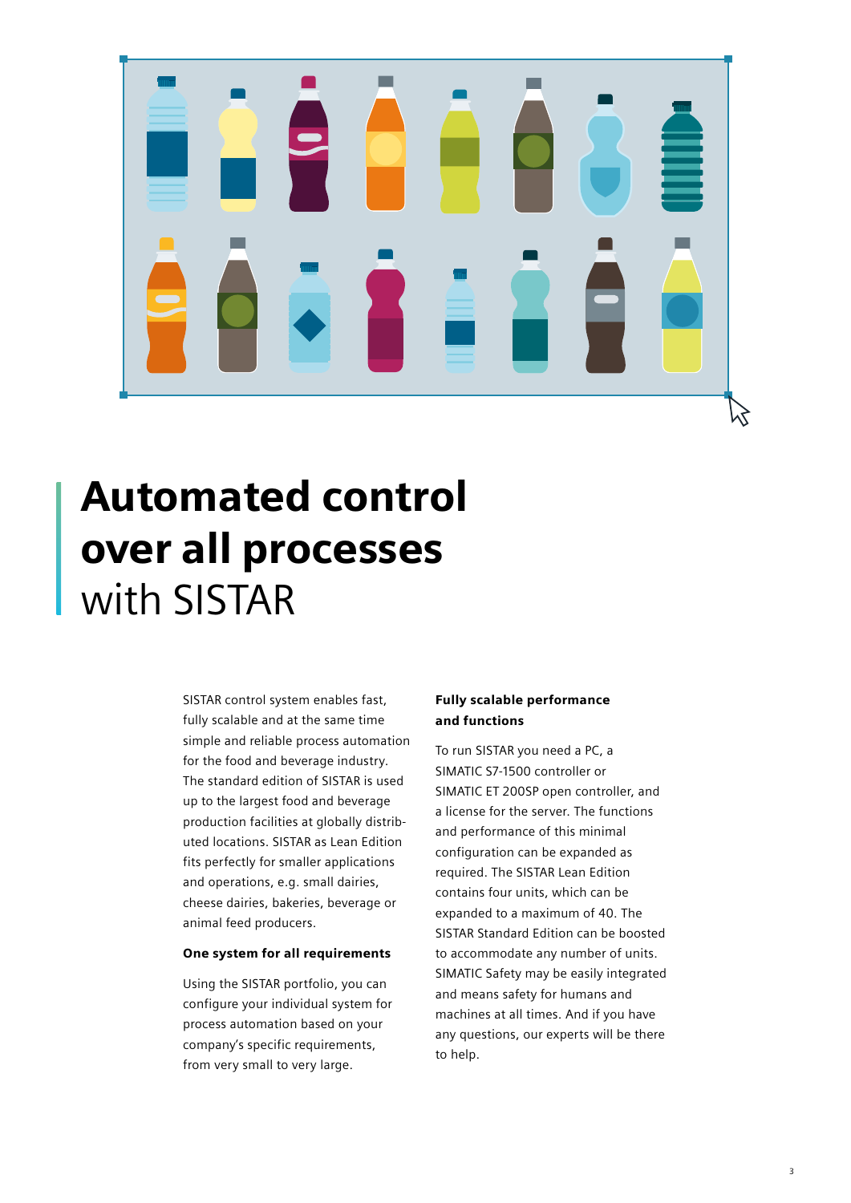# **Automated control over all processes** with SISTAR

SISTAR control system enables fast, fully scalable and at the same time simple and reliable process automation for the food and beverage industry. The standard edition of SISTAR is used up to the largest food and beverage production facilities at globally distributed locations. SISTAR as Lean Edition fits perfectly for smaller applications and operations, e.g. small dairies, cheese dairies, bakeries, beverage or animal feed producers.

### One system for all requirements

Using the SISTAR portfolio, you can configure your individual system for process automation based on your company's specific requirements, from very small to very large.

### Fully scalable performance and functions

To run SISTAR you need a PC, a SIMATIC S7-1500 controller or SIMATIC ET 200SP open controller, and a license for the server. The functions and performance of this minimal configuration can be expanded as required. The SISTAR Lean Edition contains four units, which can be expanded to a maximum of 40. The SISTAR Standard Edition can be boosted to accommodate any number of units. SIMATIC Safety may be easily integrated and means safety for humans and machines at all times. And if you have any questions, our experts will be there to help.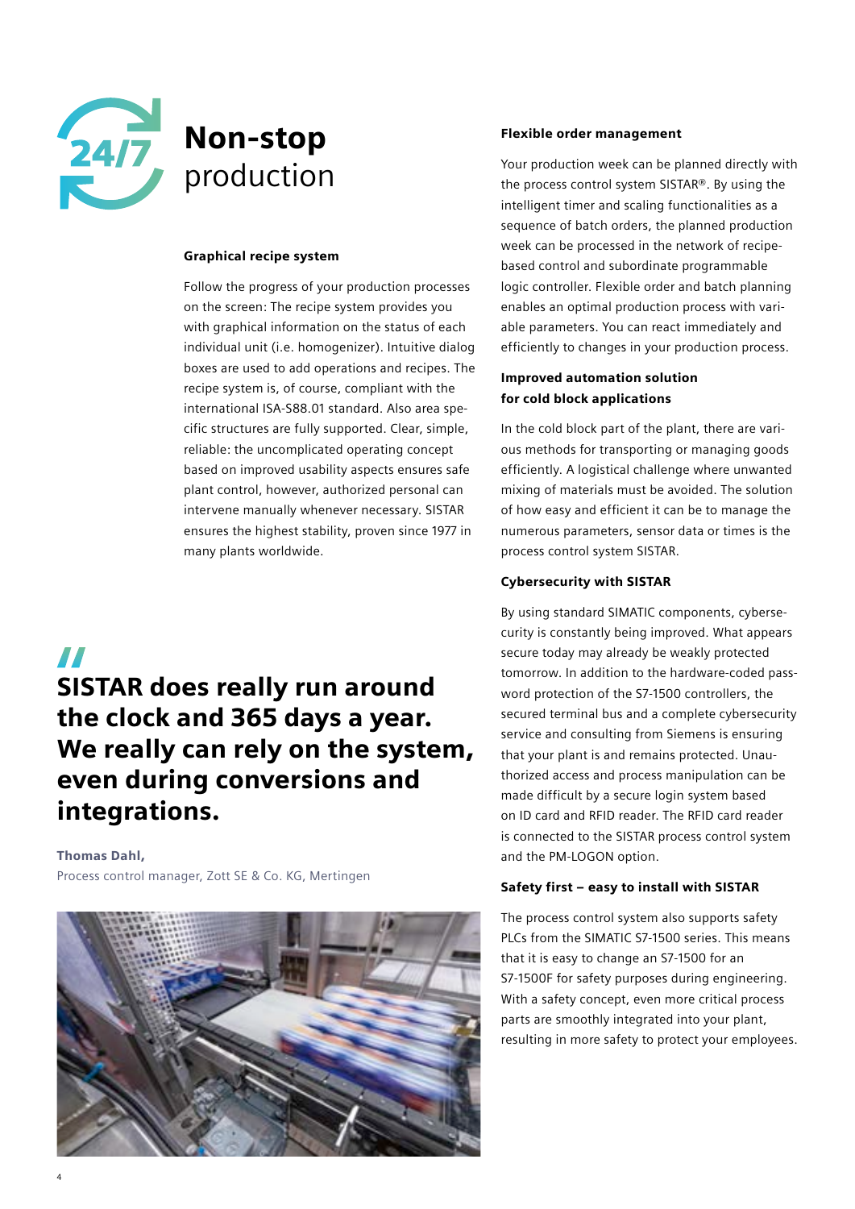# **Non-stop** production

### Graphical recipe system

Follow the progress of your production processes on the screen: The recipe system provides you with graphical information on the status of each individual unit (i.e. homogenizer). Intuitive dialog boxes are used to add operations and recipes. The recipe system is, of course, compliant with the international ISA-S88.01 standard. Also area specific structures are fully supported. Clear, simple, reliable: the uncomplicated operating concept based on improved usability aspects ensures safe plant control, however, authorized personal can intervene manually whenever necessary. SISTAR ensures the highest stability, proven since 1977 in many plants worldwide.

> **"SISTAR does really run around the clock and 365 days a year. We really can rely on the system, even during conversions and integrations.**

**Thomas Dahl,**
Process control manager, Zott SE & Co. KG, Mertingen

### Flexible order management

Your production week can be planned directly with the process control system SISTAR®. By using the intelligent timer and scaling functionalities as a sequence of batch orders, the planned production week can be processed in the network of recipe-based control and subordinate programmable logic controller. Flexible order and batch planning enables an optimal production process with variable parameters. You can react immediately and efficiently to changes in your production process.

### Improved automation solution for cold block applications

In the cold block part of the plant, there are various methods for transporting or managing goods efficiently. A logistical challenge where unwanted mixing of materials must be avoided. The solution of how easy and efficient it can be to manage the numerous parameters, sensor data or times is the process control system SISTAR.

### Cybersecurity with SISTAR

By using standard SIMATIC components, cybersecurity is constantly being improved. What appears secure today may already be weakly protected tomorrow. In addition to the hardware-coded password protection of the S7-1500 controllers, the secured terminal bus and a complete cybersecurity service and consulting from Siemens is ensuring that your plant is and remains protected. Unauthorized access and process manipulation can be made difficult by a secure login system based on ID card and RFID reader. The RFID card reader is connected to the SISTAR process control system and the PM-LOGON option.

### Safety first – easy to install with SISTAR

The process control system also supports safety PLCs from the SIMATIC S7-1500 series. This means that it is easy to change an S7-1500 for an S7-1500F for safety purposes during engineering. With a safety concept, even more critical process parts are smoothly integrated into your plant, resulting in more safety to protect your employees.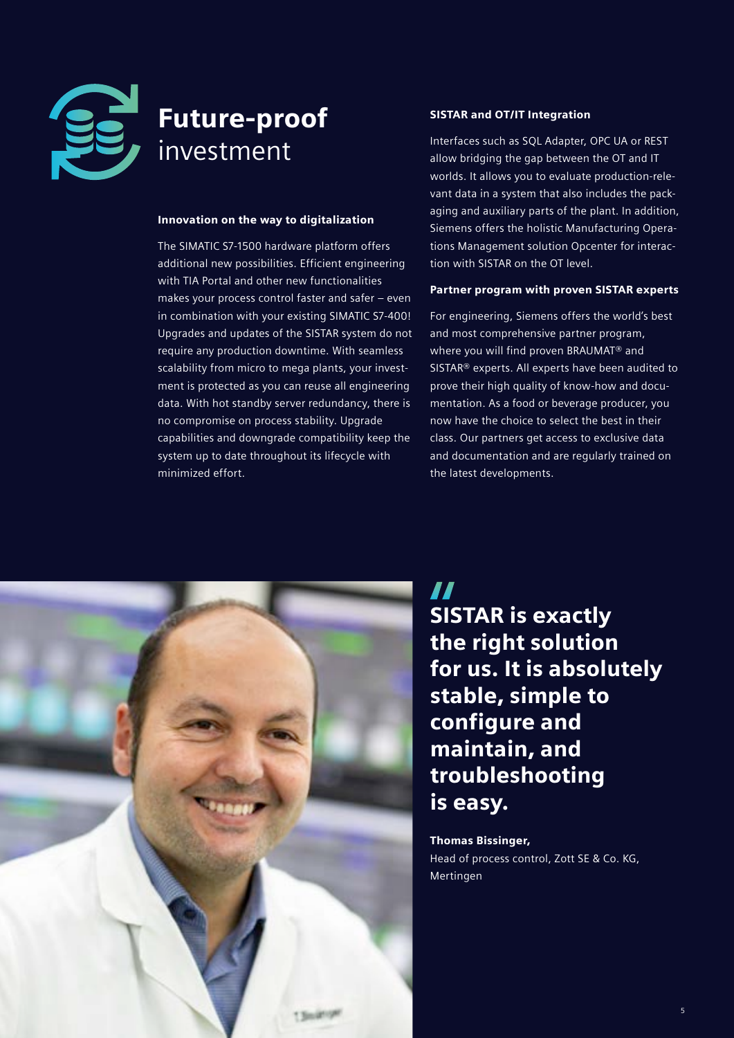# **Future-proof** investment

### Innovation on the way to digitalization

The SIMATIC S7-1500 hardware platform offers additional new possibilities. Efficient engineering with TIA Portal and other new functionalities makes your process control faster and safer – even in combination with your existing SIMATIC S7-400! Upgrades and updates of the SISTAR system do not require any production downtime. With seamless scalability from micro to mega plants, your investment is protected as you can reuse all engineering data. With hot standby server redundancy, there is no compromise on process stability. Upgrade capabilities and downgrade compatibility keep the system up to date throughout its lifecycle with minimized effort.

### SISTAR and OT/IT Integration

Interfaces such as SQL Adapter, OPC UA or REST allow bridging the gap between the OT and IT worlds. It allows you to evaluate production-relevant data in a system that also includes the packaging and auxiliary parts of the plant. In addition, Siemens offers the holistic Manufacturing Operations Management solution Opcenter for interaction with SISTAR on the OT level.

### Partner program with proven SISTAR experts

For engineering, Siemens offers the world's best and most comprehensive partner program, where you will find proven BRAUMAT® and SISTAR® experts. All experts have been audited to prove their high quality of know-how and documentation. As a food or beverage producer, you now have the choice to select the best in their class. Our partners get access to exclusive data and documentation and are regularly trained on the latest developments.

> **"SISTAR is exactly the right solution for us. It is absolutely stable, simple to configure and maintain, and troubleshooting is easy.**

**Thomas Bissinger,**
Head of process control, Zott SE & Co. KG, Mertingen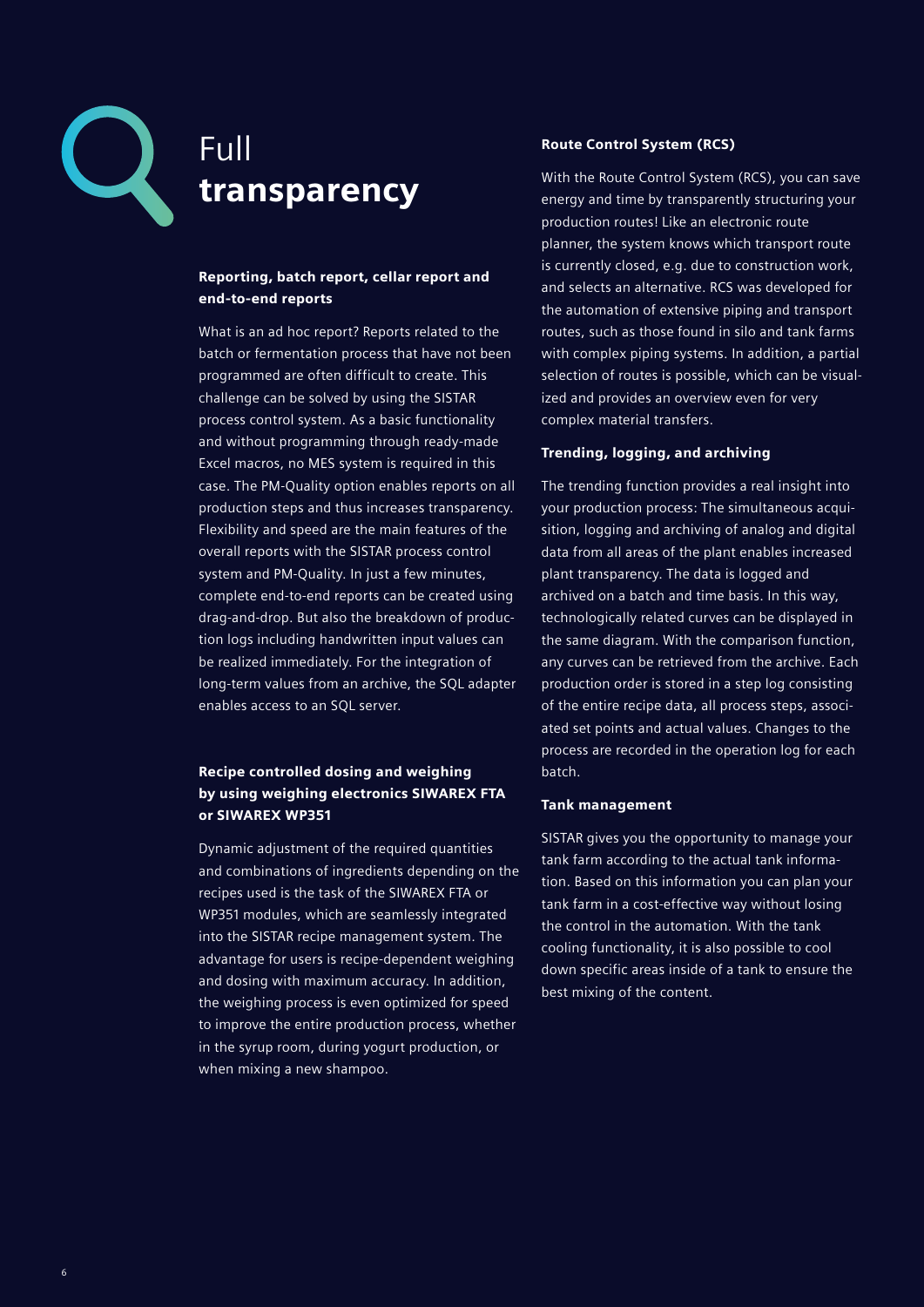# Full **transparency**

### Reporting, batch report, cellar report and end-to-end reports

What is an ad hoc report? Reports related to the batch or fermentation process that have not been programmed are often difficult to create. This challenge can be solved by using the SISTAR process control system. As a basic functionality and without programming through ready-made Excel macros, no MES system is required in this case. The PM-Quality option enables reports on all production steps and thus increases transparency. Flexibility and speed are the main features of the overall reports with the SISTAR process control system and PM-Quality. In just a few minutes, complete end-to-end reports can be created using drag-and-drop. But also the breakdown of production logs including handwritten input values can be realized immediately. For the integration of long-term values from an archive, the SQL adapter enables access to an SQL server.

### Recipe controlled dosing and weighing by using weighing electronics SIWAREX FTA or SIWAREX WP351

Dynamic adjustment of the required quantities and combinations of ingredients depending on the recipes used is the task of the SIWAREX FTA or WP351 modules, which are seamlessly integrated into the SISTAR recipe management system. The advantage for users is recipe-dependent weighing and dosing with maximum accuracy. In addition, the weighing process is even optimized for speed to improve the entire production process, whether in the syrup room, during yogurt production, or when mixing a new shampoo.

### Route Control System (RCS)

With the Route Control System (RCS), you can save energy and time by transparently structuring your production routes! Like an electronic route planner, the system knows which transport route is currently closed, e.g. due to construction work, and selects an alternative. RCS was developed for the automation of extensive piping and transport routes, such as those found in silo and tank farms with complex piping systems. In addition, a partial selection of routes is possible, which can be visualized and provides an overview even for very complex material transfers.

### Trending, logging, and archiving

The trending function provides a real insight into your production process: The simultaneous acquisition, logging and archiving of analog and digital data from all areas of the plant enables increased plant transparency. The data is logged and archived on a batch and time basis. In this way, technologically related curves can be displayed in the same diagram. With the comparison function, any curves can be retrieved from the archive. Each production order is stored in a step log consisting of the entire recipe data, all process steps, associated set points and actual values. Changes to the process are recorded in the operation log for each batch.

### Tank management

SISTAR gives you the opportunity to manage your tank farm according to the actual tank information. Based on this information you can plan your tank farm in a cost-effective way without losing the control in the automation. With the tank cooling functionality, it is also possible to cool down specific areas inside of a tank to ensure the best mixing of the content.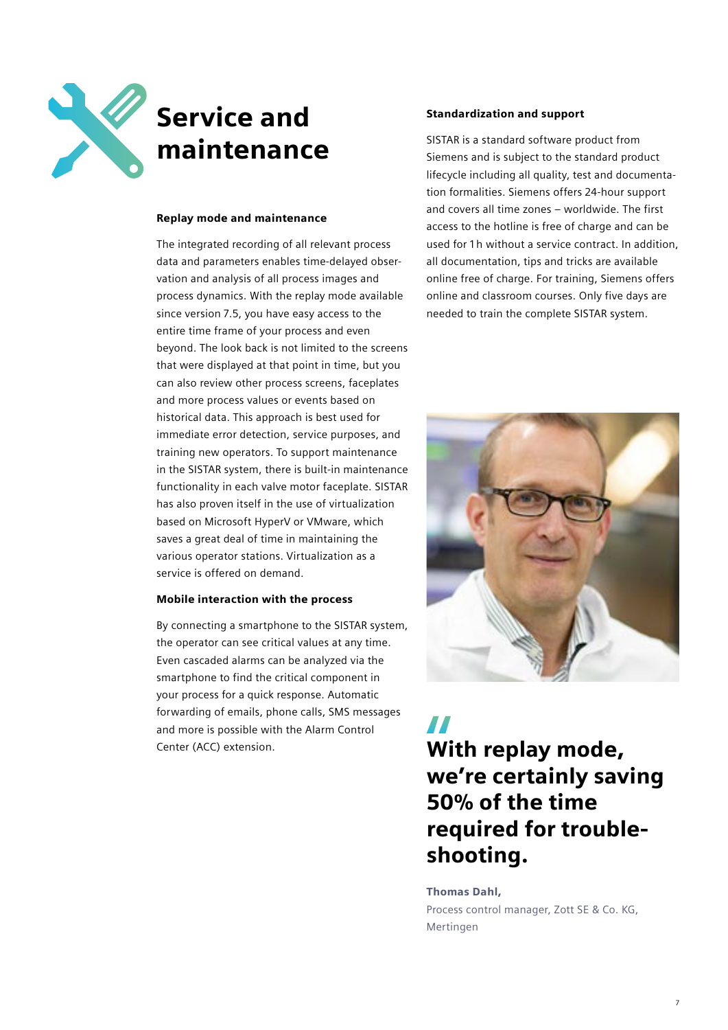# Service and maintenance

### Replay mode and maintenance

The integrated recording of all relevant process data and parameters enables time-delayed observation and analysis of all process images and process dynamics. With the replay mode available since version 7.5, you have easy access to the entire time frame of your process and even beyond. The look back is not limited to the screens that were displayed at that point in time, but you can also review other process screens, faceplates and more process values or events based on historical data. This approach is best used for immediate error detection, service purposes, and training new operators. To support maintenance in the SISTAR system, there is built-in maintenance functionality in each valve motor faceplate. SISTAR has also proven itself in the use of virtualization based on Microsoft HyperV or VMware, which saves a great deal of time in maintaining the various operator stations. Virtualization as a service is offered on demand.

### Mobile interaction with the process

By connecting a smartphone to the SISTAR system, the operator can see critical values at any time. Even cascaded alarms can be analyzed via the smartphone to find the critical component in your process for a quick response. Automatic forwarding of emails, phone calls, SMS messages and more is possible with the Alarm Control Center (ACC) extension.

### Standardization and support

SISTAR is a standard software product from Siemens and is subject to the standard product lifecycle including all quality, test and documentation formalities. Siemens offers 24-hour support and covers all time zones – worldwide. The first access to the hotline is free of charge and can be used for 1 h without a service contract. In addition, all documentation, tips and tricks are available online free of charge. For training, Siemens offers online and classroom courses. Only five days are needed to train the complete SISTAR system.

> **With replay mode, we're certainly saving 50% of the time required for trouble-shooting.**

**Thomas Dahl,**
Process control manager, Zott SE & Co. KG, Mertingen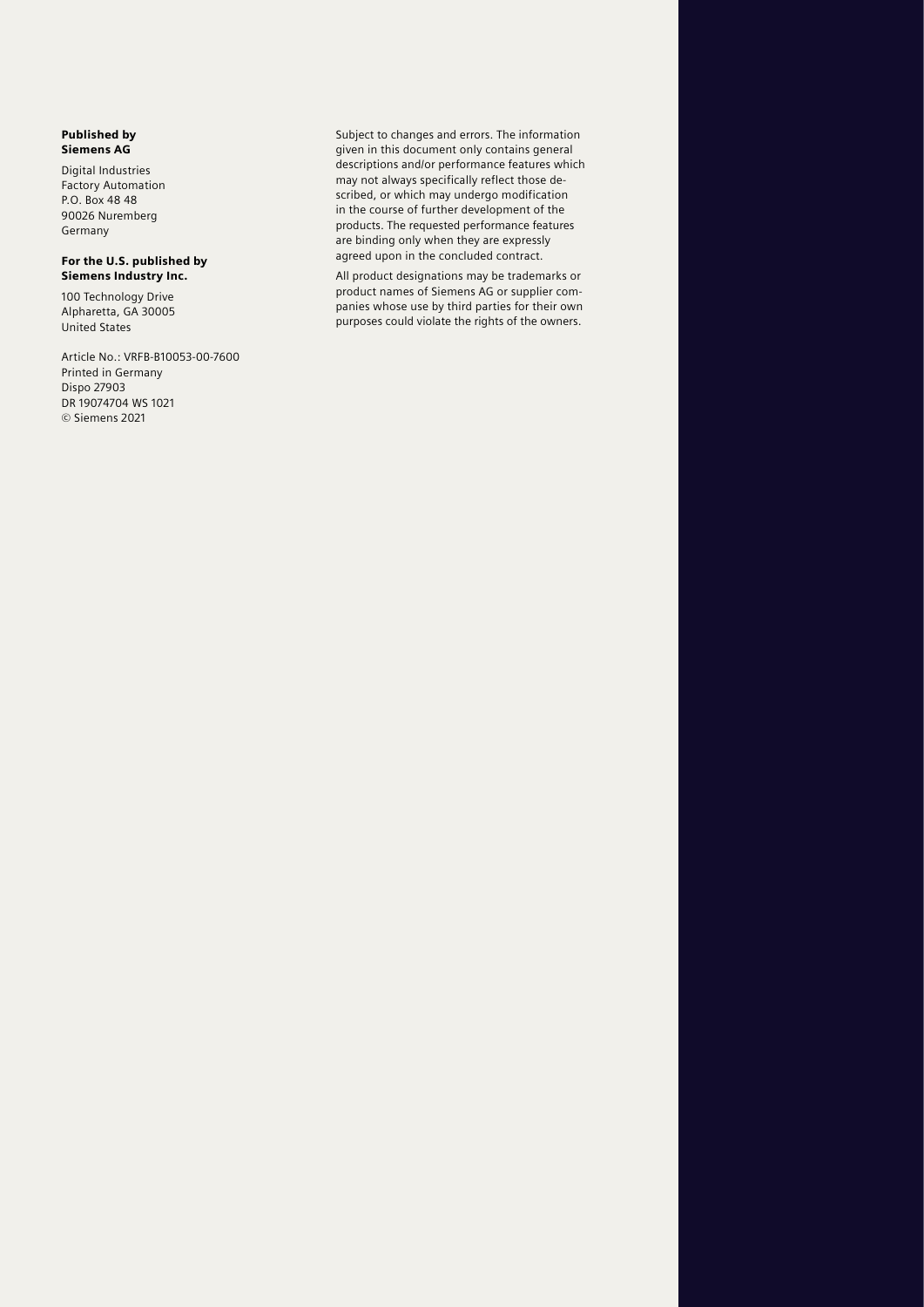**Published by**
**Siemens AG**

Digital Industries
Factory Automation
P.O. Box 48 48
90026 Nuremberg
Germany

**For the U.S. published by**
**Siemens Industry Inc.**

100 Technology Drive
Alpharetta, GA 30005
United States

Article No.: VRFB-B10053-00-7600
Printed in Germany
Dispo 27903
DR 19074704 WS 1021
© Siemens 2021

Subject to changes and errors. The information given in this document only contains general descriptions and/or performance features which may not always specifically reflect those described, or which may undergo modification in the course of further development of the products. The requested performance features are binding only when they are expressly agreed upon in the concluded contract.

All product designations may be trademarks or product names of Siemens AG or supplier companies whose use by third parties for their own purposes could violate the rights of the owners.